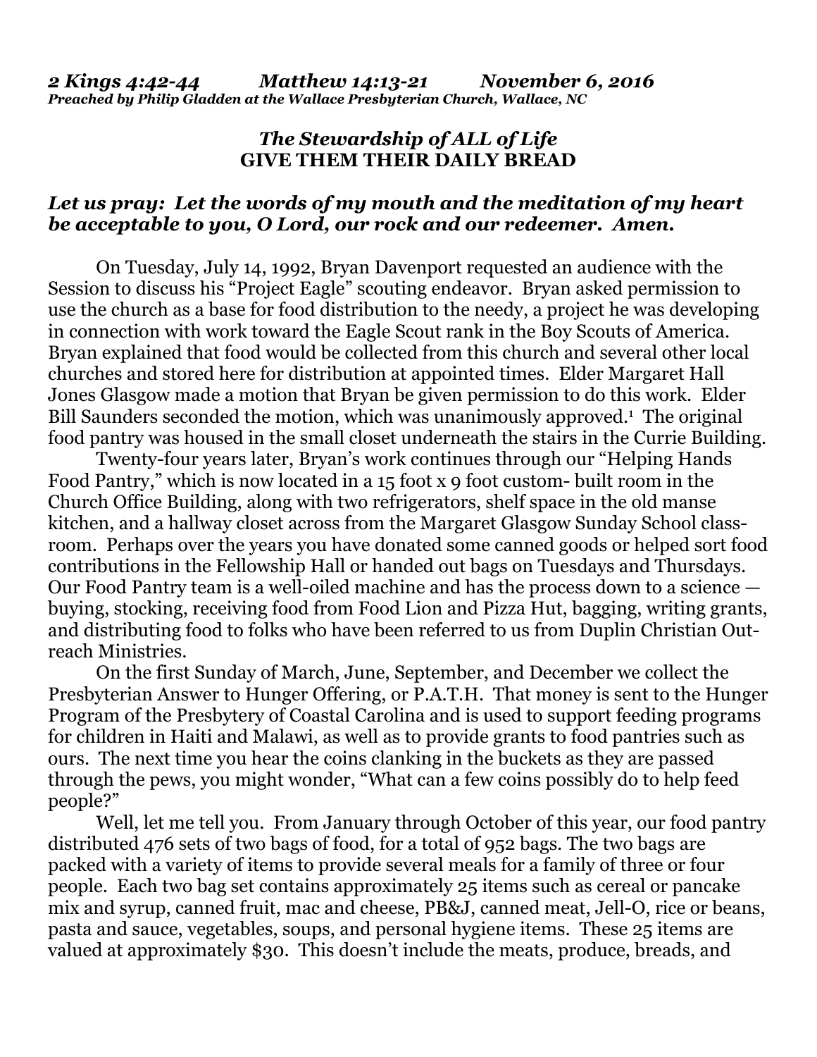***2 Kings 4:42-44 Matthew 14:13-21 November 6, 2016***
***Preached by Philip Gladden at the Wallace Presbyterian Church, Wallace, NC***

## *The Stewardship of ALL of Life*
## GIVE THEM THEIR DAILY BREAD

***Let us pray: Let the words of my mouth and the meditation of my heart be acceptable to you, O Lord, our rock and our redeemer. Amen.***

On Tuesday, July 14, 1992, Bryan Davenport requested an audience with the Session to discuss his "Project Eagle" scouting endeavor. Bryan asked permission to use the church as a base for food distribution to the needy, a project he was developing in connection with work toward the Eagle Scout rank in the Boy Scouts of America. Bryan explained that food would be collected from this church and several other local churches and stored here for distribution at appointed times. Elder Margaret Hall Jones Glasgow made a motion that Bryan be given permission to do this work. Elder Bill Saunders seconded the motion, which was unanimously approved.[1] The original food pantry was housed in the small closet underneath the stairs in the Currie Building.

Twenty-four years later, Bryan's work continues through our "Helping Hands Food Pantry," which is now located in a 15 foot x 9 foot custom- built room in the Church Office Building, along with two refrigerators, shelf space in the old manse kitchen, and a hallway closet across from the Margaret Glasgow Sunday School classroom. Perhaps over the years you have donated some canned goods or helped sort food contributions in the Fellowship Hall or handed out bags on Tuesdays and Thursdays. Our Food Pantry team is a well-oiled machine and has the process down to a science — buying, stocking, receiving food from Food Lion and Pizza Hut, bagging, writing grants, and distributing food to folks who have been referred to us from Duplin Christian Outreach Ministries.

On the first Sunday of March, June, September, and December we collect the Presbyterian Answer to Hunger Offering, or P.A.T.H. That money is sent to the Hunger Program of the Presbytery of Coastal Carolina and is used to support feeding programs for children in Haiti and Malawi, as well as to provide grants to food pantries such as ours. The next time you hear the coins clanking in the buckets as they are passed through the pews, you might wonder, "What can a few coins possibly do to help feed people?"

Well, let me tell you. From January through October of this year, our food pantry distributed 476 sets of two bags of food, for a total of 952 bags. The two bags are packed with a variety of items to provide several meals for a family of three or four people. Each two bag set contains approximately 25 items such as cereal or pancake mix and syrup, canned fruit, mac and cheese, PB&J, canned meat, Jell-O, rice or beans, pasta and sauce, vegetables, soups, and personal hygiene items. These 25 items are valued at approximately $30. This doesn't include the meats, produce, breads, and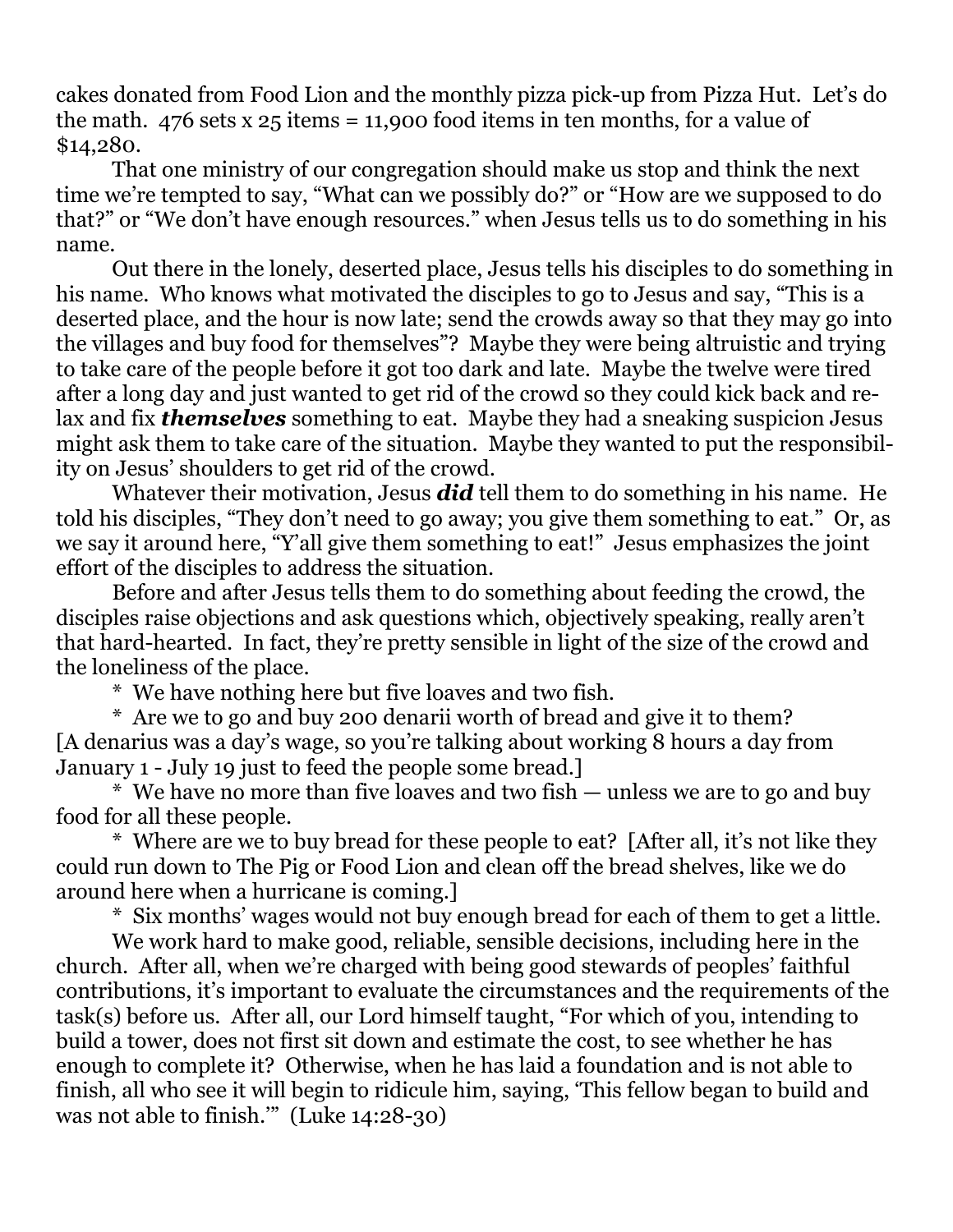cakes donated from Food Lion and the monthly pizza pick-up from Pizza Hut. Let's do the math. 476 sets x 25 items = 11,900 food items in ten months, for a value of $14,280.

That one ministry of our congregation should make us stop and think the next time we're tempted to say, "What can we possibly do?" or "How are we supposed to do that?" or "We don't have enough resources." when Jesus tells us to do something in his name.

Out there in the lonely, deserted place, Jesus tells his disciples to do something in his name. Who knows what motivated the disciples to go to Jesus and say, "This is a deserted place, and the hour is now late; send the crowds away so that they may go into the villages and buy food for themselves"? Maybe they were being altruistic and trying to take care of the people before it got too dark and late. Maybe the twelve were tired after a long day and just wanted to get rid of the crowd so they could kick back and relax and fix ***themselves*** something to eat. Maybe they had a sneaking suspicion Jesus might ask them to take care of the situation. Maybe they wanted to put the responsibility on Jesus' shoulders to get rid of the crowd.

Whatever their motivation, Jesus ***did*** tell them to do something in his name. He told his disciples, "They don't need to go away; you give them something to eat." Or, as we say it around here, "Y'all give them something to eat!" Jesus emphasizes the joint effort of the disciples to address the situation.

Before and after Jesus tells them to do something about feeding the crowd, the disciples raise objections and ask questions which, objectively speaking, really aren't that hard-hearted. In fact, they're pretty sensible in light of the size of the crowd and the loneliness of the place.

\* We have nothing here but five loaves and two fish.

\* Are we to go and buy 200 denarii worth of bread and give it to them? [A denarius was a day's wage, so you're talking about working 8 hours a day from January 1 - July 19 just to feed the people some bread.]

\* We have no more than five loaves and two fish — unless we are to go and buy food for all these people.

\* Where are we to buy bread for these people to eat? [After all, it's not like they could run down to The Pig or Food Lion and clean off the bread shelves, like we do around here when a hurricane is coming.]

\* Six months' wages would not buy enough bread for each of them to get a little.

We work hard to make good, reliable, sensible decisions, including here in the church. After all, when we're charged with being good stewards of peoples' faithful contributions, it's important to evaluate the circumstances and the requirements of the task(s) before us. After all, our Lord himself taught, "For which of you, intending to build a tower, does not first sit down and estimate the cost, to see whether he has enough to complete it? Otherwise, when he has laid a foundation and is not able to finish, all who see it will begin to ridicule him, saying, 'This fellow began to build and was not able to finish.'" (Luke 14:28-30)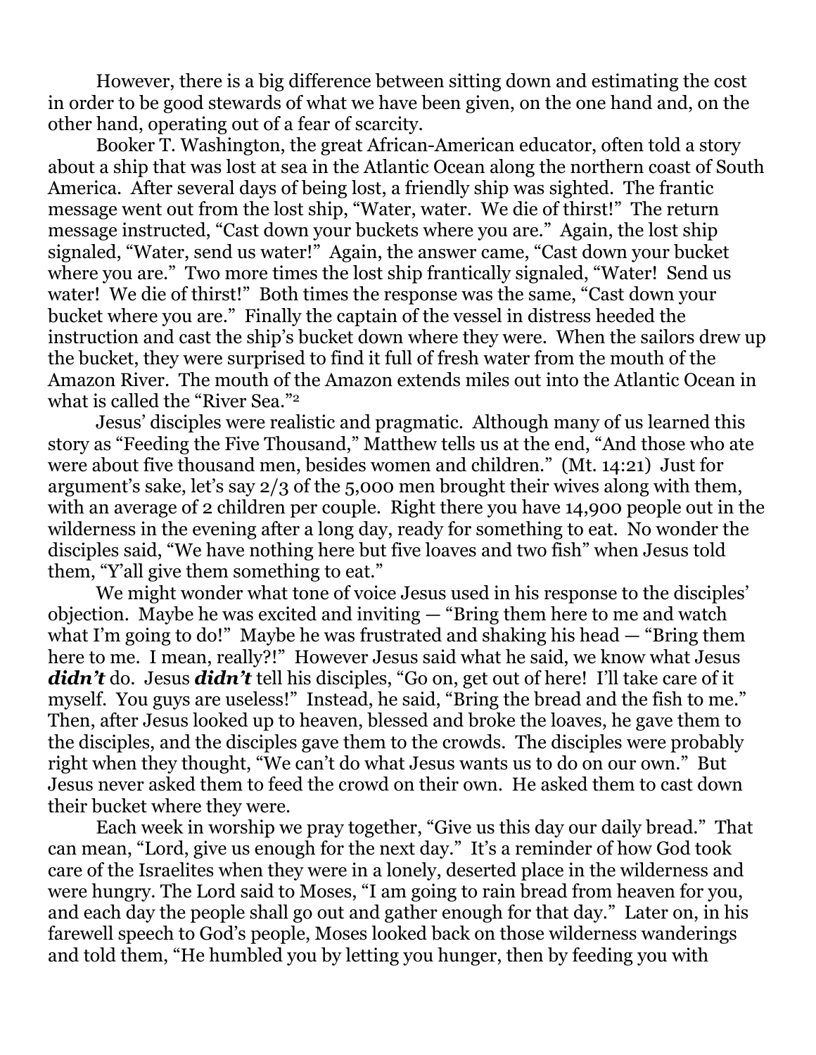However, there is a big difference between sitting down and estimating the cost in order to be good stewards of what we have been given, on the one hand and, on the other hand, operating out of a fear of scarcity.

Booker T. Washington, the great African-American educator, often told a story about a ship that was lost at sea in the Atlantic Ocean along the northern coast of South America. After several days of being lost, a friendly ship was sighted. The frantic message went out from the lost ship, "Water, water. We die of thirst!" The return message instructed, "Cast down your buckets where you are." Again, the lost ship signaled, "Water, send us water!" Again, the answer came, "Cast down your bucket where you are." Two more times the lost ship frantically signaled, "Water! Send us water! We die of thirst!" Both times the response was the same, "Cast down your bucket where you are." Finally the captain of the vessel in distress heeded the instruction and cast the ship's bucket down where they were. When the sailors drew up the bucket, they were surprised to find it full of fresh water from the mouth of the Amazon River. The mouth of the Amazon extends miles out into the Atlantic Ocean in what is called the "River Sea."[2]

Jesus' disciples were realistic and pragmatic. Although many of us learned this story as "Feeding the Five Thousand," Matthew tells us at the end, "And those who ate were about five thousand men, besides women and children." (Mt. 14:21) Just for argument's sake, let's say 2/3 of the 5,000 men brought their wives along with them, with an average of 2 children per couple. Right there you have 14,900 people out in the wilderness in the evening after a long day, ready for something to eat. No wonder the disciples said, "We have nothing here but five loaves and two fish" when Jesus told them, "Y'all give them something to eat."

We might wonder what tone of voice Jesus used in his response to the disciples' objection. Maybe he was excited and inviting — "Bring them here to me and watch what I'm going to do!" Maybe he was frustrated and shaking his head — "Bring them here to me. I mean, really?!" However Jesus said what he said, we know what Jesus ***didn't*** do. Jesus ***didn't*** tell his disciples, "Go on, get out of here! I'll take care of it myself. You guys are useless!" Instead, he said, "Bring the bread and the fish to me." Then, after Jesus looked up to heaven, blessed and broke the loaves, he gave them to the disciples, and the disciples gave them to the crowds. The disciples were probably right when they thought, "We can't do what Jesus wants us to do on our own." But Jesus never asked them to feed the crowd on their own. He asked them to cast down their bucket where they were.

Each week in worship we pray together, "Give us this day our daily bread." That can mean, "Lord, give us enough for the next day." It's a reminder of how God took care of the Israelites when they were in a lonely, deserted place in the wilderness and were hungry. The Lord said to Moses, "I am going to rain bread from heaven for you, and each day the people shall go out and gather enough for that day." Later on, in his farewell speech to God's people, Moses looked back on those wilderness wanderings and told them, "He humbled you by letting you hunger, then by feeding you with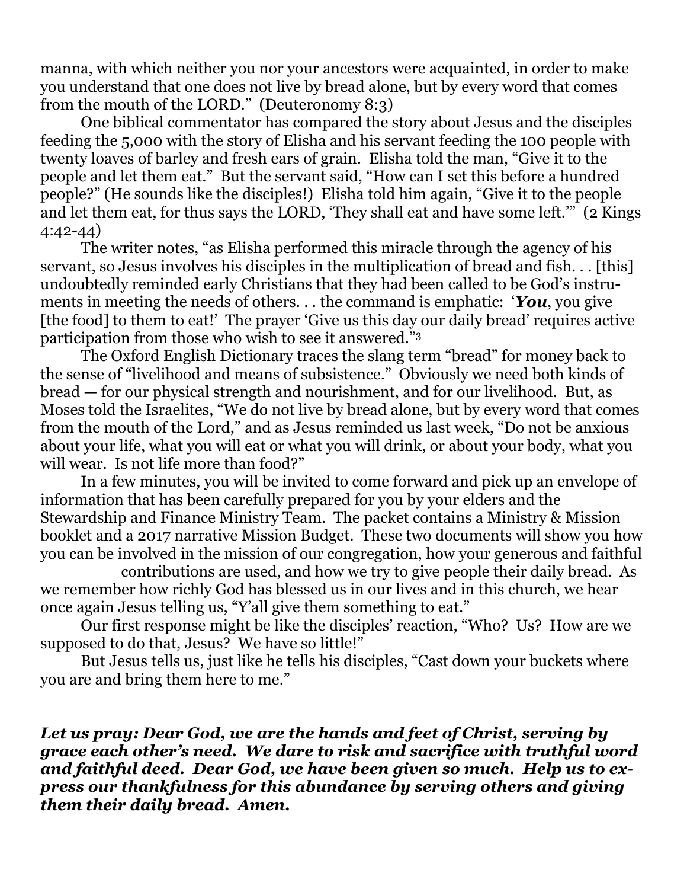manna, with which neither you nor your ancestors were acquainted, in order to make you understand that one does not live by bread alone, but by every word that comes from the mouth of the LORD." (Deuteronomy 8:3)

One biblical commentator has compared the story about Jesus and the disciples feeding the 5,000 with the story of Elisha and his servant feeding the 100 people with twenty loaves of barley and fresh ears of grain. Elisha told the man, "Give it to the people and let them eat." But the servant said, "How can I set this before a hundred people?" (He sounds like the disciples!) Elisha told him again, "Give it to the people and let them eat, for thus says the LORD, 'They shall eat and have some left.'" (2 Kings 4:42-44)

The writer notes, "as Elisha performed this miracle through the agency of his servant, so Jesus involves his disciples in the multiplication of bread and fish. . . [this] undoubtedly reminded early Christians that they had been called to be God's instruments in meeting the needs of others. . . the command is emphatic: '***You***, you give [the food] to them to eat!' The prayer 'Give us this day our daily bread' requires active participation from those who wish to see it answered."[3]

The Oxford English Dictionary traces the slang term "bread" for money back to the sense of "livelihood and means of subsistence." Obviously we need both kinds of bread — for our physical strength and nourishment, and for our livelihood. But, as Moses told the Israelites, "We do not live by bread alone, but by every word that comes from the mouth of the Lord," and as Jesus reminded us last week, "Do not be anxious about your life, what you will eat or what you will drink, or about your body, what you will wear. Is not life more than food?"

In a few minutes, you will be invited to come forward and pick up an envelope of information that has been carefully prepared for you by your elders and the Stewardship and Finance Ministry Team. The packet contains a Ministry & Mission booklet and a 2017 narrative Mission Budget. These two documents will show you how you can be involved in the mission of our congregation, how your generous and faithful contributions are used, and how we try to give people their daily bread. As we remember how richly God has blessed us in our lives and in this church, we hear once again Jesus telling us, "Y'all give them something to eat."

Our first response might be like the disciples' reaction, "Who? Us? How are we supposed to do that, Jesus? We have so little!"

But Jesus tells us, just like he tells his disciples, "Cast down your buckets where you are and bring them here to me."

***Let us pray: Dear God, we are the hands and feet of Christ, serving by grace each other's need. We dare to risk and sacrifice with truthful word and faithful deed. Dear God, we have been given so much. Help us to express our thankfulness for this abundance by serving others and giving them their daily bread. Amen.***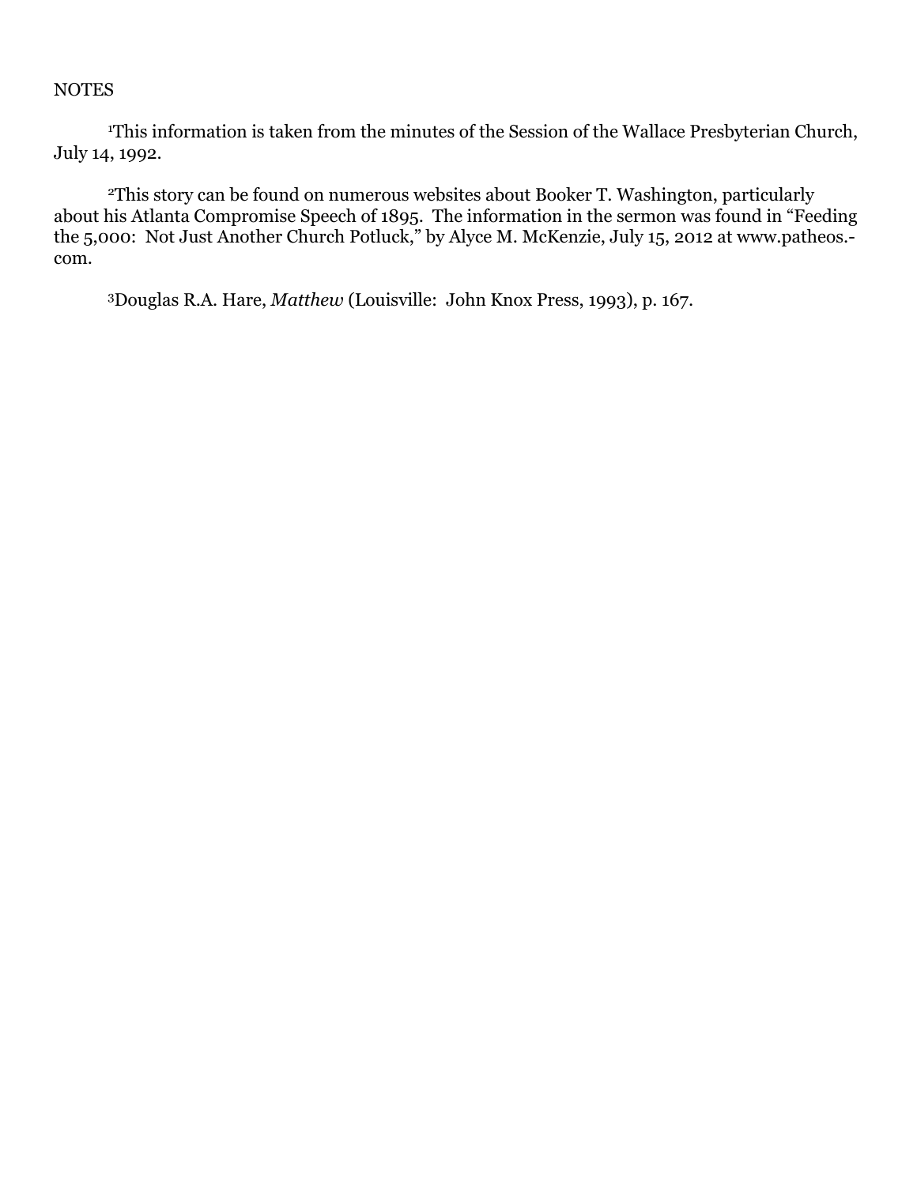NOTES

[1]This information is taken from the minutes of the Session of the Wallace Presbyterian Church, July 14, 1992.

[2]This story can be found on numerous websites about Booker T. Washington, particularly about his Atlanta Compromise Speech of 1895. The information in the sermon was found in "Feeding the 5,000: Not Just Another Church Potluck," by Alyce M. McKenzie, July 15, 2012 at www.patheos.-com.

[3]Douglas R.A. Hare, *Matthew* (Louisville: John Knox Press, 1993), p. 167.